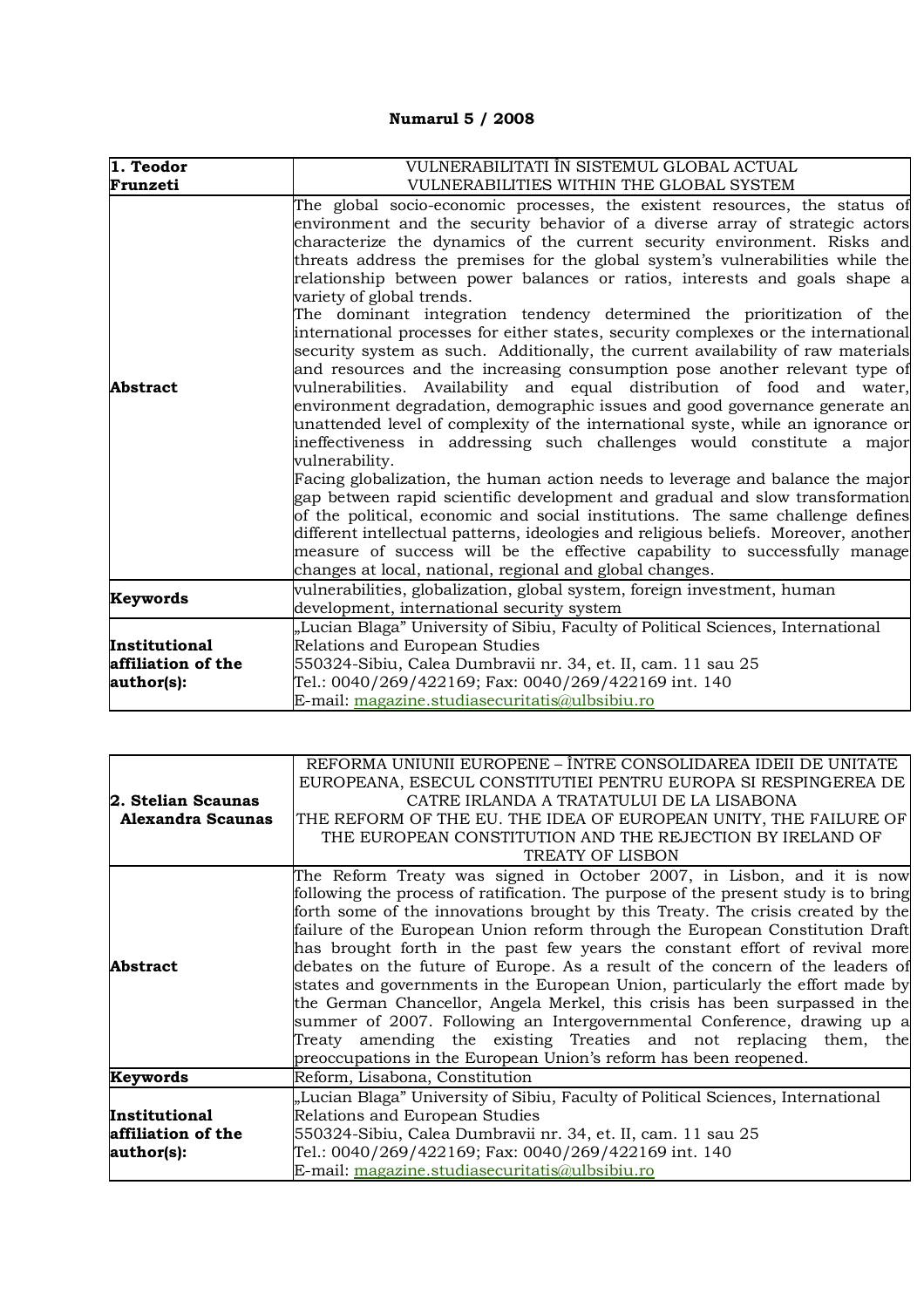**Numarul 5 / 2008**

| | |
|---|---|
| **1. Teodor Frunzeti** | VULNERABILITATI ÎN SISTEMUL GLOBAL ACTUAL<br>VULNERABILITIES WITHIN THE GLOBAL SYSTEM |
| **Abstract** | The global socio-economic processes, the existent resources, the status of environment and the security behavior of a diverse array of strategic actors characterize the dynamics of the current security environment. Risks and threats address the premises for the global system's vulnerabilities while the relationship between power balances or ratios, interests and goals shape a variety of global trends.<br>The dominant integration tendency determined the prioritization of the international processes for either states, security complexes or the international security system as such. Additionally, the current availability of raw materials and resources and the increasing consumption pose another relevant type of vulnerabilities. Availability and equal distribution of food and water, environment degradation, demographic issues and good governance generate an unattended level of complexity of the international syste, while an ignorance or ineffectiveness in addressing such challenges would constitute a major vulnerability.<br>Facing globalization, the human action needs to leverage and balance the major gap between rapid scientific development and gradual and slow transformation of the political, economic and social institutions. The same challenge defines different intellectual patterns, ideologies and religious beliefs. Moreover, another measure of success will be the effective capability to successfully manage changes at local, national, regional and global changes. |
| **Keywords** | vulnerabilities, globalization, global system, foreign investment, human development, international security system |
| **Institutional affiliation of the author(s):** | „Lucian Blaga" University of Sibiu, Faculty of Political Sciences, International Relations and European Studies<br>550324-Sibiu, Calea Dumbravii nr. 34, et. II, cam. 11 sau 25<br>Tel.: 0040/269/422169; Fax: 0040/269/422169 int. 140<br>E-mail: magazine.studiasecuritatis@ulbsibiu.ro |

| | |
|---|---|
| **2. Stelian Scaunas<br>Alexandra Scaunas** | REFORMA UNIUNII EUROPENE – ÎNTRE CONSOLIDAREA IDEII DE UNITATE EUROPEANA, ESECUL CONSTITUTIEI PENTRU EUROPA SI RESPINGEREA DE CATRE IRLANDA A TRATATULUI DE LA LISABONA<br>THE REFORM OF THE EU. THE IDEA OF EUROPEAN UNITY, THE FAILURE OF THE EUROPEAN CONSTITUTION AND THE REJECTION BY IRELAND OF TREATY OF LISBON |
| **Abstract** | The Reform Treaty was signed in October 2007, in Lisbon, and it is now following the process of ratification. The purpose of the present study is to bring forth some of the innovations brought by this Treaty. The crisis created by the failure of the European Union reform through the European Constitution Draft has brought forth in the past few years the constant effort of revival more debates on the future of Europe. As a result of the concern of the leaders of states and governments in the European Union, particularly the effort made by the German Chancellor, Angela Merkel, this crisis has been surpassed in the summer of 2007. Following an Intergovernmental Conference, drawing up a Treaty amending the existing Treaties and not replacing them, the preoccupations in the European Union's reform has been reopened. |
| **Keywords** | Reform, Lisabona, Constitution |
| **Institutional affiliation of the author(s):** | „Lucian Blaga" University of Sibiu, Faculty of Political Sciences, International Relations and European Studies<br>550324-Sibiu, Calea Dumbravii nr. 34, et. II, cam. 11 sau 25<br>Tel.: 0040/269/422169; Fax: 0040/269/422169 int. 140<br>E-mail: magazine.studiasecuritatis@ulbsibiu.ro |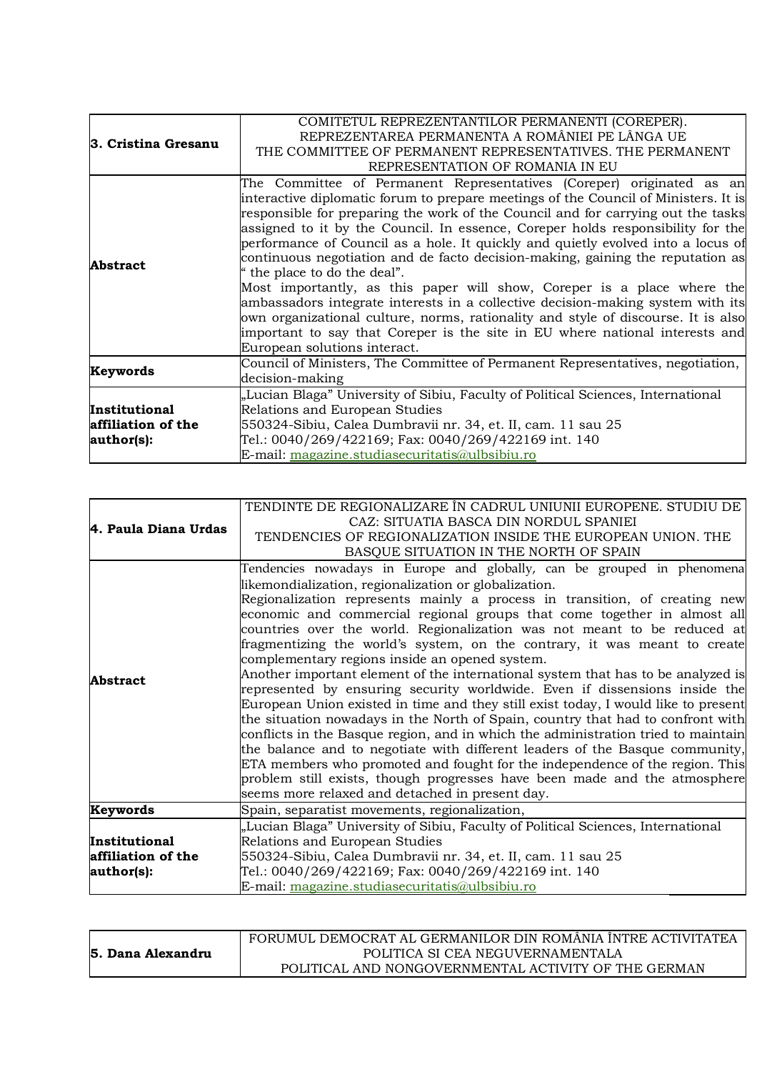| | |
|---|---|
| **3. Cristina Gresanu** | COMITETUL REPREZENTANTILOR PERMANENTI (COREPER). REPREZENTAREA PERMANENTA A ROMÂNIEI PE LÂNGA UE<br>THE COMMITTEE OF PERMANENT REPRESENTATIVES. THE PERMANENT REPRESENTATION OF ROMANIA IN EU |
| **Abstract** | The Committee of Permanent Representatives (Coreper) originated as an interactive diplomatic forum to prepare meetings of the Council of Ministers. It is responsible for preparing the work of the Council and for carrying out the tasks assigned to it by the Council. In essence, Coreper holds responsibility for the performance of Council as a hole. It quickly and quietly evolved into a locus of continuous negotiation and de facto decision-making, gaining the reputation as " the place to do the deal".<br>Most importantly, as this paper will show, Coreper is a place where the ambassadors integrate interests in a collective decision-making system with its own organizational culture, norms, rationality and style of discourse. It is also important to say that Coreper is the site in EU where national interests and European solutions interact. |
| **Keywords** | Council of Ministers, The Committee of Permanent Representatives, negotiation, decision-making |
| **Institutional affiliation of the author(s):** | „Lucian Blaga" University of Sibiu, Faculty of Political Sciences, International Relations and European Studies<br>550324-Sibiu, Calea Dumbravii nr. 34, et. II, cam. 11 sau 25<br>Tel.: 0040/269/422169; Fax: 0040/269/422169 int. 140<br>E-mail: magazine.studiasecuritatis@ulbsibiu.ro |

| | |
|---|---|
| **4. Paula Diana Urdas** | TENDINTE DE REGIONALIZARE ÎN CADRUL UNIUNII EUROPENE. STUDIU DE CAZ: SITUATIA BASCA DIN NORDUL SPANIEI<br>TENDENCIES OF REGIONALIZATION INSIDE THE EUROPEAN UNION. THE BASQUE SITUATION IN THE NORTH OF SPAIN |
| **Abstract** | Tendencies nowadays in Europe and globally, can be grouped in phenomena likemondialization, regionalization or globalization.<br>Regionalization represents mainly a process in transition, of creating new economic and commercial regional groups that come together in almost all countries over the world. Regionalization was not meant to be reduced at fragmentizing the world's system, on the contrary, it was meant to create complementary regions inside an opened system.<br>Another important element of the international system that has to be analyzed is represented by ensuring security worldwide. Even if dissensions inside the European Union existed in time and they still exist today, I would like to present the situation nowadays in the North of Spain, country that had to confront with conflicts in the Basque region, and in which the administration tried to maintain the balance and to negotiate with different leaders of the Basque community, ETA members who promoted and fought for the independence of the region. This problem still exists, though progresses have been made and the atmosphere seems more relaxed and detached in present day. |
| **Keywords** | Spain, separatist movements, regionalization, |
| **Institutional affiliation of the author(s):** | „Lucian Blaga" University of Sibiu, Faculty of Political Sciences, International Relations and European Studies<br>550324-Sibiu, Calea Dumbravii nr. 34, et. II, cam. 11 sau 25<br>Tel.: 0040/269/422169; Fax: 0040/269/422169 int. 140<br>E-mail: magazine.studiasecuritatis@ulbsibiu.ro |

| | |
|---|---|
| **5. Dana Alexandru** | FORUMUL DEMOCRAT AL GERMANILOR DIN ROMÂNIA ÎNTRE ACTIVITATEA POLITICA SI CEA NEGUVERNAMENTALA<br>POLITICAL AND NONGOVERNMENTAL ACTIVITY OF THE GERMAN |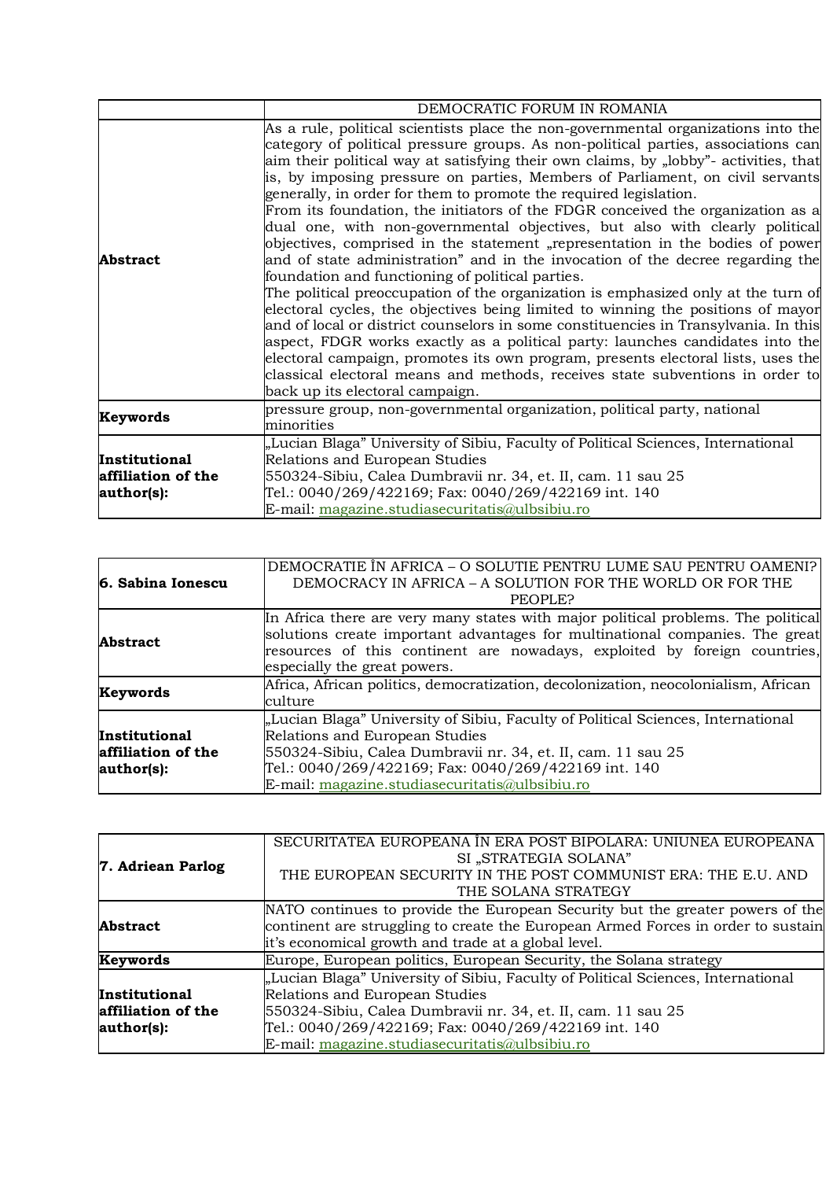| | DEMOCRATIC FORUM IN ROMANIA |
|---|---|
| **Abstract** | As a rule, political scientists place the non-governmental organizations into the category of political pressure groups. As non-political parties, associations can aim their political way at satisfying their own claims, by „lobby"- activities, that is, by imposing pressure on parties, Members of Parliament, on civil servants generally, in order for them to promote the required legislation.<br>From its foundation, the initiators of the FDGR conceived the organization as a dual one, with non-governmental objectives, but also with clearly political objectives, comprised in the statement „representation in the bodies of power and of state administration" and in the invocation of the decree regarding the foundation and functioning of political parties.<br>The political preoccupation of the organization is emphasized only at the turn of electoral cycles, the objectives being limited to winning the positions of mayor and of local or district counselors in some constituencies in Transylvania. In this aspect, FDGR works exactly as a political party: launches candidates into the electoral campaign, promotes its own program, presents electoral lists, uses the classical electoral means and methods, receives state subventions in order to back up its electoral campaign. |
| **Keywords** | pressure group, non-governmental organization, political party, national minorities |
| **Institutional affiliation of the author(s):** | „Lucian Blaga" University of Sibiu, Faculty of Political Sciences, International Relations and European Studies<br>550324-Sibiu, Calea Dumbravii nr. 34, et. II, cam. 11 sau 25<br>Tel.: 0040/269/422169; Fax: 0040/269/422169 int. 140<br>E-mail: magazine.studiasecuritatis@ulbsibiu.ro |

| **6. Sabina Ionescu** | DEMOCRATIE ÎN AFRICA – O SOLUTIE PENTRU LUME SAU PENTRU OAMENI?<br>DEMOCRACY IN AFRICA – A SOLUTION FOR THE WORLD OR FOR THE PEOPLE? |
|---|---|
| **Abstract** | In Africa there are very many states with major political problems. The political solutions create important advantages for multinational companies. The great resources of this continent are nowadays, exploited by foreign countries, especially the great powers. |
| **Keywords** | Africa, African politics, democratization, decolonization, neocolonialism, African culture |
| **Institutional affiliation of the author(s):** | „Lucian Blaga" University of Sibiu, Faculty of Political Sciences, International Relations and European Studies<br>550324-Sibiu, Calea Dumbravii nr. 34, et. II, cam. 11 sau 25<br>Tel.: 0040/269/422169; Fax: 0040/269/422169 int. 140<br>E-mail: magazine.studiasecuritatis@ulbsibiu.ro |

| **7. Adriean Parlog** | SECURITATEA EUROPEANA ÎN ERA POST BIPOLARA: UNIUNEA EUROPEANA SI „STRATEGIA SOLANA"<br>THE EUROPEAN SECURITY IN THE POST COMMUNIST ERA: THE E.U. AND THE SOLANA STRATEGY |
|---|---|
| **Abstract** | NATO continues to provide the European Security but the greater powers of the continent are struggling to create the European Armed Forces in order to sustain it's economical growth and trade at a global level. |
| **Keywords** | Europe, European politics, European Security, the Solana strategy |
| **Institutional affiliation of the author(s):** | „Lucian Blaga" University of Sibiu, Faculty of Political Sciences, International Relations and European Studies<br>550324-Sibiu, Calea Dumbravii nr. 34, et. II, cam. 11 sau 25<br>Tel.: 0040/269/422169; Fax: 0040/269/422169 int. 140<br>E-mail: magazine.studiasecuritatis@ulbsibiu.ro |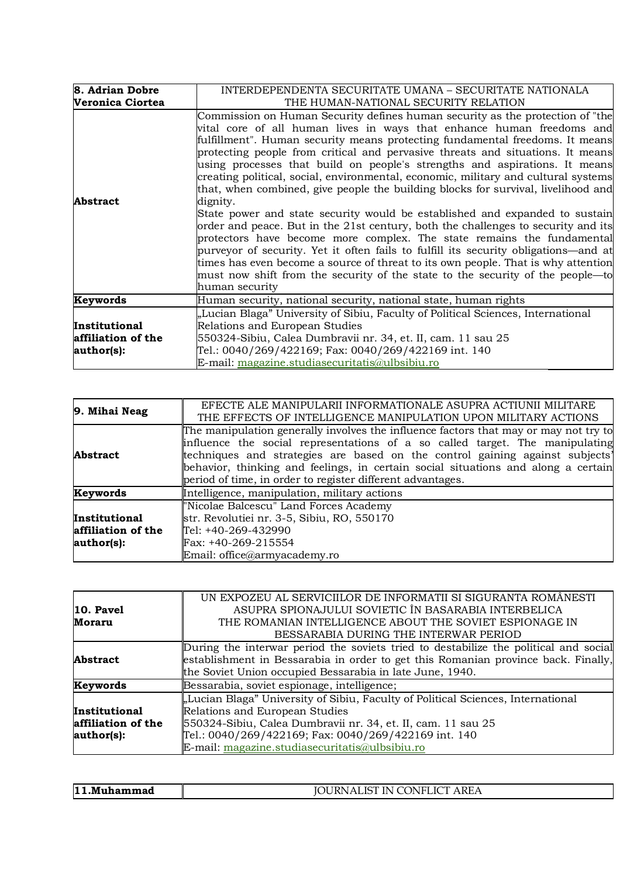| **8. Adrian Dobre Veronica Ciortea** | INTERDEPENDENTA SECURITATE UMANA – SECURITATE NATIONALA THE HUMAN-NATIONAL SECURITY RELATION |
|---|---|
| **Abstract** | Commission on Human Security defines human security as the protection of "the vital core of all human lives in ways that enhance human freedoms and fulfillment". Human security means protecting fundamental freedoms. It means protecting people from critical and pervasive threats and situations. It means using processes that build on people's strengths and aspirations. It means creating political, social, environmental, economic, military and cultural systems that, when combined, give people the building blocks for survival, livelihood and dignity.<br>State power and state security would be established and expanded to sustain order and peace. But in the 21st century, both the challenges to security and its protectors have become more complex. The state remains the fundamental purveyor of security. Yet it often fails to fulfill its security obligations—and at times has even become a source of threat to its own people. That is why attention must now shift from the security of the state to the security of the people—to human security |
| **Keywords** | Human security, national security, national state, human rights |
| **Institutional affiliation of the author(s):** | „Lucian Blaga" University of Sibiu, Faculty of Political Sciences, International Relations and European Studies<br>550324-Sibiu, Calea Dumbravii nr. 34, et. II, cam. 11 sau 25<br>Tel.: 0040/269/422169; Fax: 0040/269/422169 int. 140<br>E-mail: magazine.studiasecuritatis@ulbsibiu.ro |

| **9. Mihai Neag** | EFECTE ALE MANIPULARII INFORMATIONALE ASUPRA ACTIUNII MILITARE THE EFFECTS OF INTELLIGENCE MANIPULATION UPON MILITARY ACTIONS |
|---|---|
| **Abstract** | The manipulation generally involves the influence factors that may or may not try to influence the social representations of a so called target. The manipulating techniques and strategies are based on the control gaining against subjects' behavior, thinking and feelings, in certain social situations and along a certain period of time, in order to register different advantages. |
| **Keywords** | Intelligence, manipulation, military actions |
| **Institutional affiliation of the author(s):** | "Nicolae Balcescu" Land Forces Academy<br>str. Revolutiei nr. 3-5, Sibiu, RO, 550170<br>Tel: +40-269-432990<br>Fax: +40-269-215554<br>Email: office@armyacademy.ro |

| **10. Pavel Moraru** | UN EXPOZEU AL SERVICIILOR DE INFORMATII SI SIGURANTA ROMÂNESTI ASUPRA SPIONAJULUI SOVIETIC ÎN BASARABIA INTERBELICA THE ROMANIAN INTELLIGENCE ABOUT THE SOVIET ESPIONAGE IN BESSARABIA DURING THE INTERWAR PERIOD |
|---|---|
| **Abstract** | During the interwar period the soviets tried to destabilize the political and social establishment in Bessarabia in order to get this Romanian province back. Finally, the Soviet Union occupied Bessarabia in late June, 1940. |
| **Keywords** | Bessarabia, soviet espionage, intelligence; |
| **Institutional affiliation of the author(s):** | „Lucian Blaga" University of Sibiu, Faculty of Political Sciences, International Relations and European Studies<br>550324-Sibiu, Calea Dumbravii nr. 34, et. II, cam. 11 sau 25<br>Tel.: 0040/269/422169; Fax: 0040/269/422169 int. 140<br>E-mail: magazine.studiasecuritatis@ulbsibiu.ro |

| **11.Muhammad** | JOURNALIST IN CONFLICT AREA |
|---|---|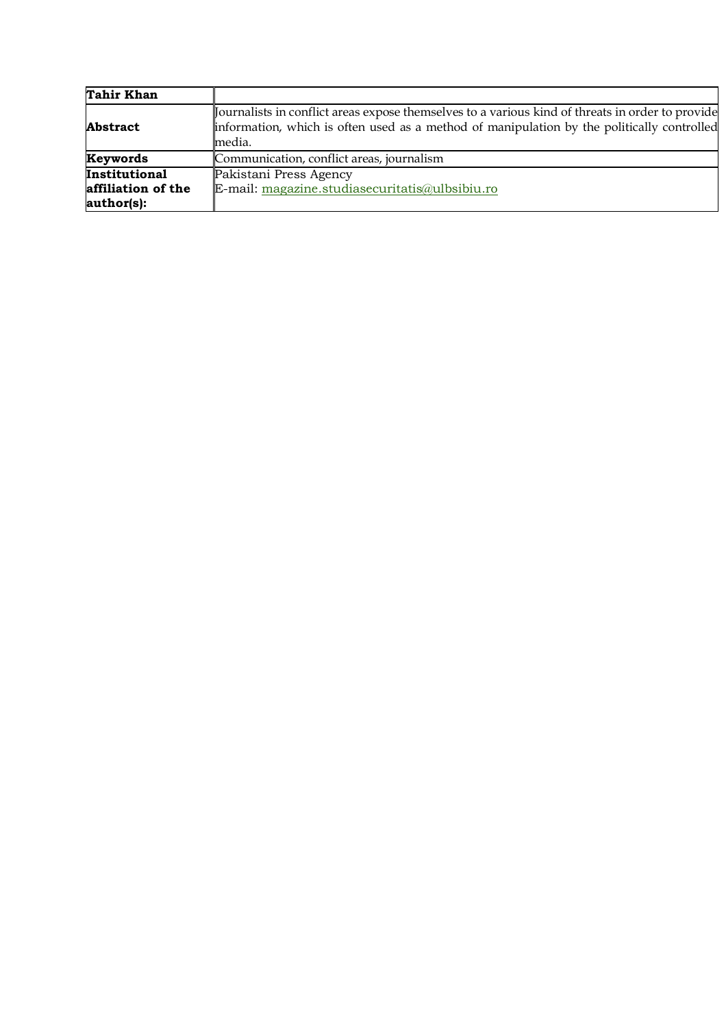| Tahir Khan | |
|---|---|
| **Abstract** | Journalists in conflict areas expose themselves to a various kind of threats in order to provide information, which is often used as a method of manipulation by the politically controlled media. |
| **Keywords** | Communication, conflict areas, journalism |
| **Institutional affiliation of the author(s):** | Pakistani Press Agency<br>E-mail: magazine.studiasecuritatis@ulbsibiu.ro |